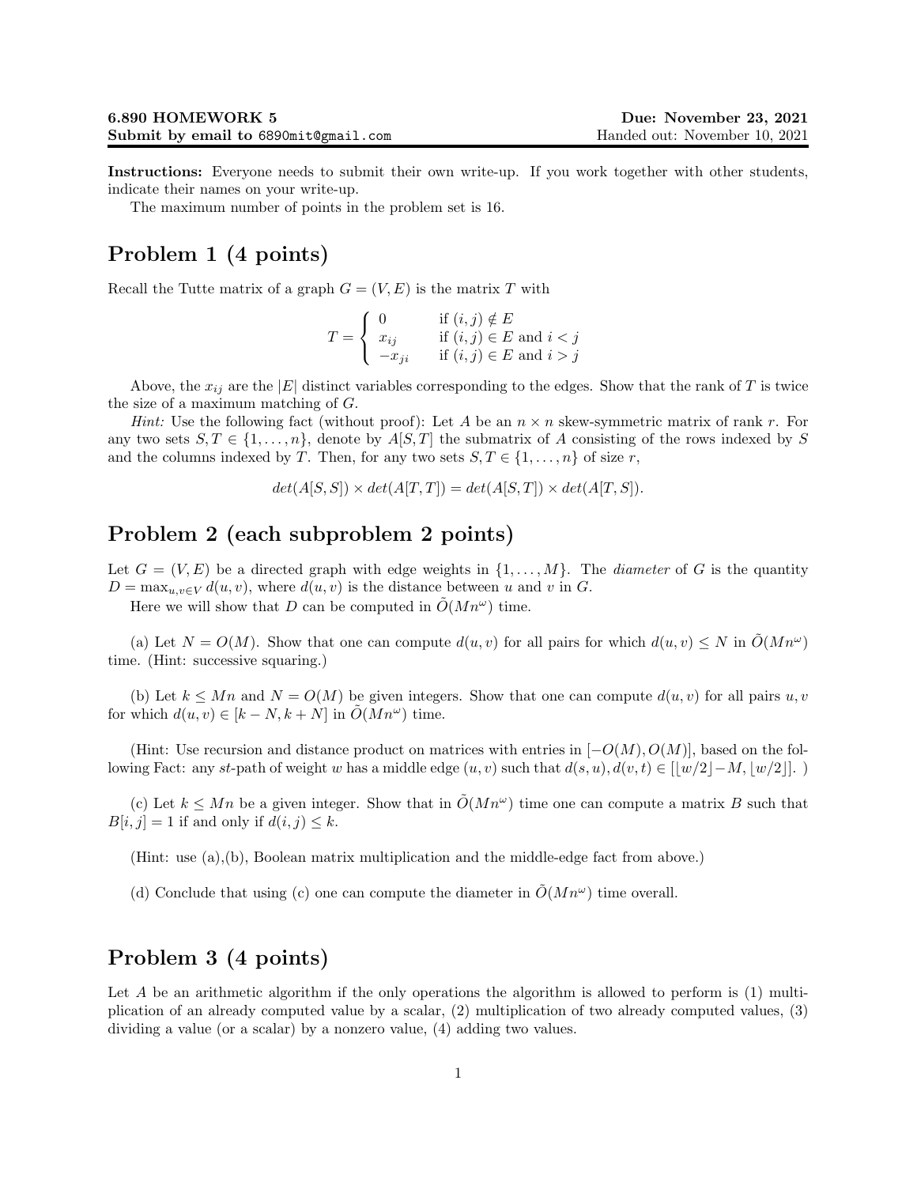**6.890 HOMEWORK 5** | **Due: November 23, 2021**
**Submit by email to `6890mit@gmail.com`** | Handed out: November 10, 2021

**Instructions:** Everyone needs to submit their own write-up. If you work together with other students, indicate their names on your write-up.

The maximum number of points in the problem set is 16.

## Problem 1 (4 points)

Recall the Tutte matrix of a graph $G = (V, E)$ is the matrix $T$ with

$$T = \begin{cases} 0 & \text{if } (i,j) \notin E \\ x_{ij} & \text{if } (i,j) \in E \text{ and } i < j \\ -x_{ji} & \text{if } (i,j) \in E \text{ and } i > j \end{cases}$$

Above, the $x_{ij}$ are the $|E|$ distinct variables corresponding to the edges. Show that the rank of $T$ is twice the size of a maximum matching of $G$.

*Hint:* Use the following fact (without proof): Let $A$ be an $n \times n$ skew-symmetric matrix of rank $r$. For any two sets $S, T \in \{1, \ldots, n\}$, denote by $A[S, T]$ the submatrix of $A$ consisting of the rows indexed by $S$ and the columns indexed by $T$. Then, for any two sets $S, T \in \{1, \ldots, n\}$ of size $r$,

$$det(A[S,S]) \times det(A[T,T]) = det(A[S,T]) \times det(A[T,S]).$$

## Problem 2 (each subproblem 2 points)

Let $G = (V, E)$ be a directed graph with edge weights in $\{1, \ldots, M\}$. The *diameter* of $G$ is the quantity $D = \max_{u,v \in V} d(u, v)$, where $d(u, v)$ is the distance between $u$ and $v$ in $G$.

Here we will show that $D$ can be computed in $\tilde{O}(Mn^\omega)$ time.

(a) Let $N = O(M)$. Show that one can compute $d(u, v)$ for all pairs for which $d(u, v) \leq N$ in $\tilde{O}(Mn^\omega)$ time. (Hint: successive squaring.)

(b) Let $k \leq Mn$ and $N = O(M)$ be given integers. Show that one can compute $d(u, v)$ for all pairs $u, v$ for which $d(u, v) \in [k - N, k + N]$ in $\tilde{O}(Mn^\omega)$ time.

(Hint: Use recursion and distance product on matrices with entries in $[-O(M), O(M)]$, based on the following Fact: any $st$-path of weight $w$ has a middle edge $(u, v)$ such that $d(s, u), d(v, t) \in [\lfloor w/2 \rfloor - M, \lfloor w/2 \rfloor]$. )

(c) Let $k \leq Mn$ be a given integer. Show that in $\tilde{O}(Mn^\omega)$ time one can compute a matrix $B$ such that $B[i, j] = 1$ if and only if $d(i, j) \leq k$.

(Hint: use (a),(b), Boolean matrix multiplication and the middle-edge fact from above.)

(d) Conclude that using (c) one can compute the diameter in $\tilde{O}(Mn^\omega)$ time overall.

## Problem 3 (4 points)

Let $A$ be an arithmetic algorithm if the only operations the algorithm is allowed to perform is (1) multiplication of an already computed value by a scalar, (2) multiplication of two already computed values, (3) dividing a value (or a scalar) by a nonzero value, (4) adding two values.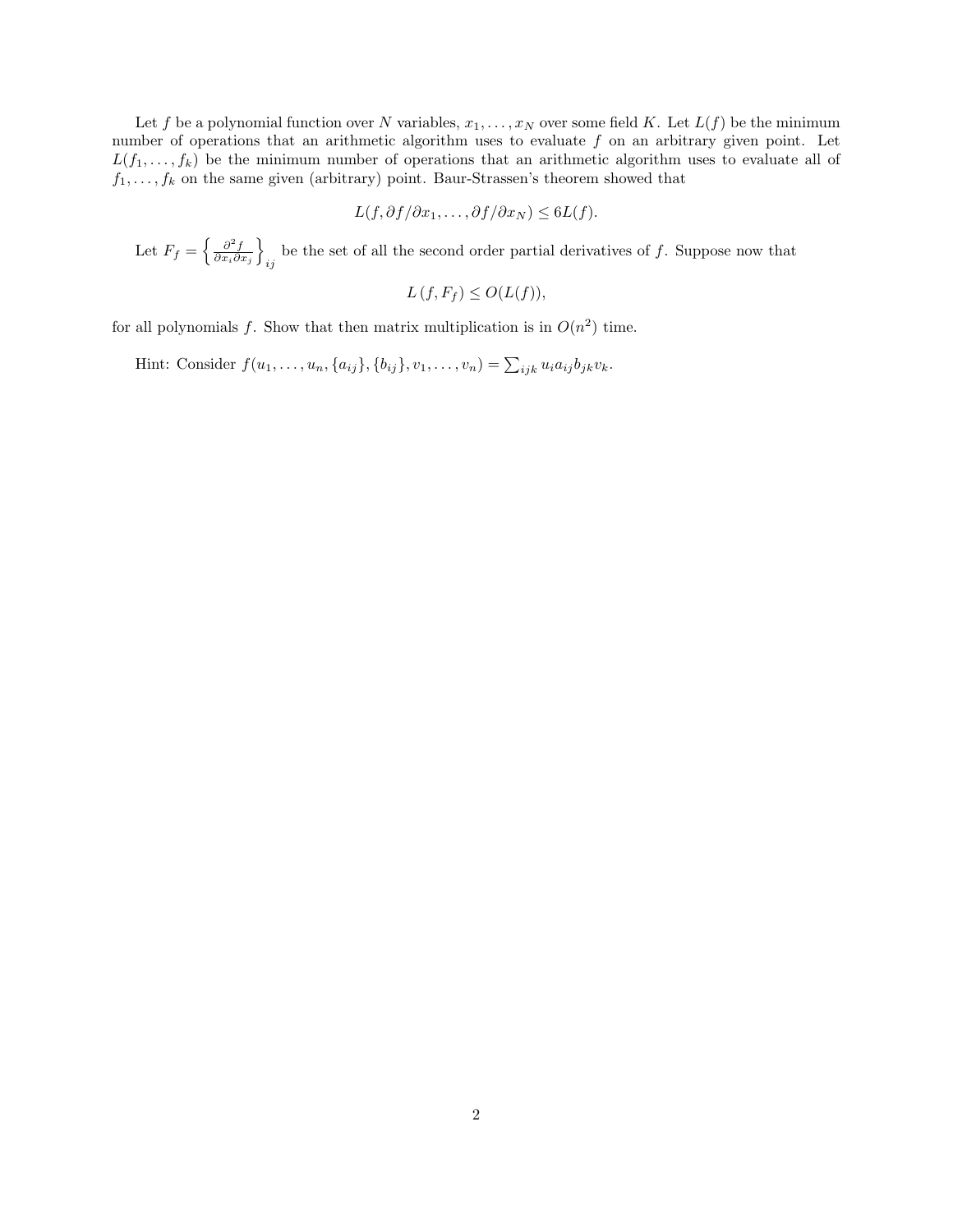Let $f$ be a polynomial function over $N$ variables, $x_1, \ldots, x_N$ over some field $K$. Let $L(f)$ be the minimum number of operations that an arithmetic algorithm uses to evaluate $f$ on an arbitrary given point. Let $L(f_1, \ldots, f_k)$ be the minimum number of operations that an arithmetic algorithm uses to evaluate all of $f_1, \ldots, f_k$ on the same given (arbitrary) point. Baur-Strassen's theorem showed that

$$L(f, \partial f/\partial x_1, \ldots, \partial f/\partial x_N) \leq 6L(f).$$

Let $F_f = \left\{ \frac{\partial^2 f}{\partial x_i \partial x_j} \right\}_{ij}$ be the set of all the second order partial derivatives of $f$. Suppose now that

$$L(f, F_f) \leq O(L(f)),$$

for all polynomials $f$. Show that then matrix multiplication is in $O(n^2)$ time.

Hint: Consider $f(u_1, \ldots, u_n, \{a_{ij}\}, \{b_{ij}\}, v_1, \ldots, v_n) = \sum_{ijk} u_i a_{ij} b_{jk} v_k$.